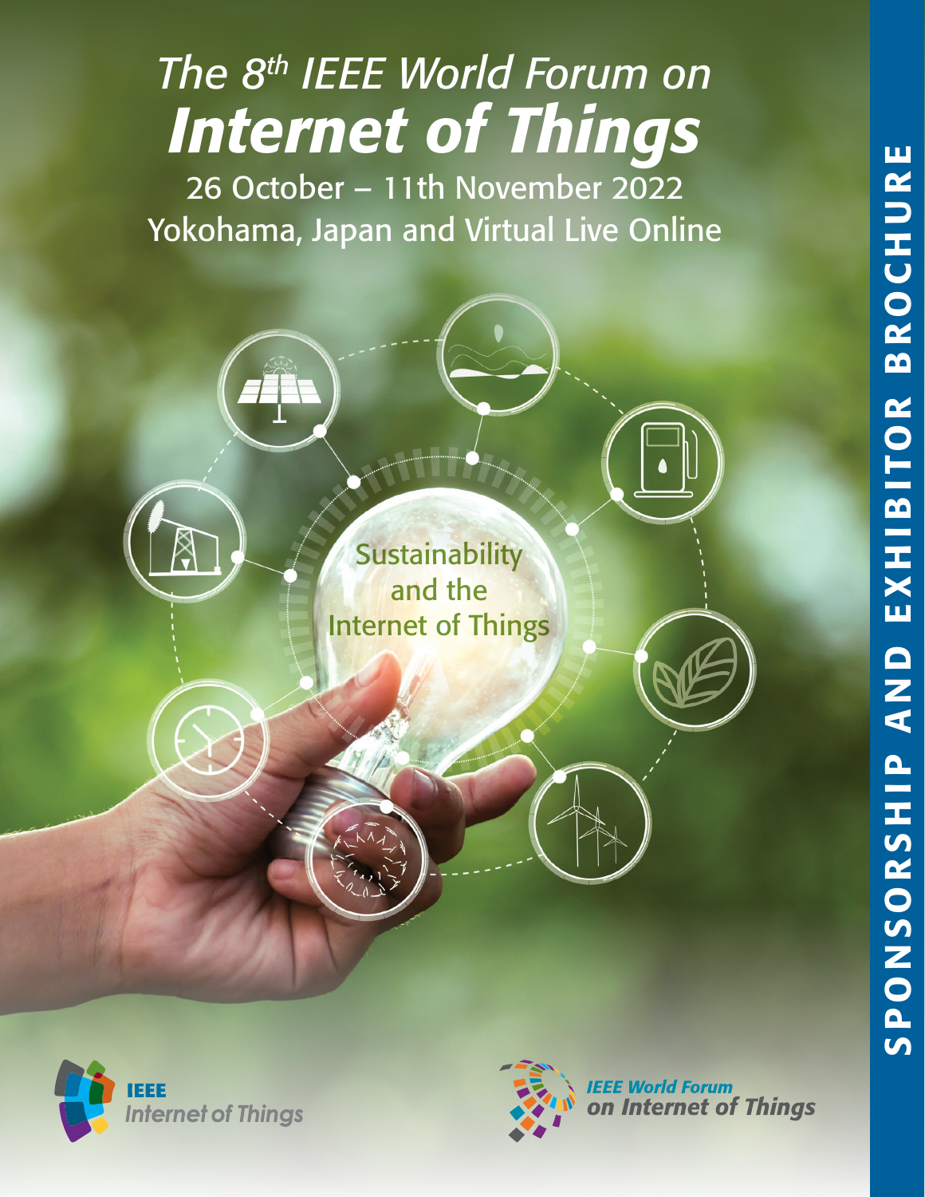# The 8th IEEE World Forum on *Internet of Things*

26 October – 11th November 2022

Yokohama, Japan and Virtual Live Online

Sustainability and the Internet of Things

IEEE Internet of Things

IEEE World Forum on Internet of Things

SPONSORSHIP AND EXHIBITOR BROCHURE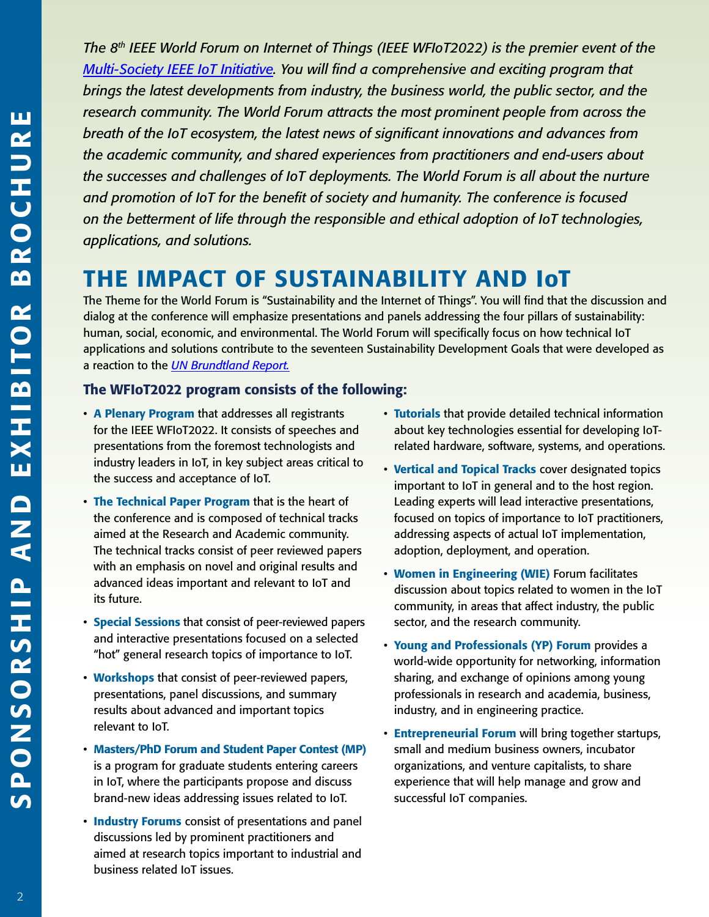*The 8th IEEE World Forum on Internet of Things (IEEE WFIoT2022) is the premier event of the Multi-Society IEEE IoT Initiative. You will find a comprehensive and exciting program that brings the latest developments from industry, the business world, the public sector, and the research community. The World Forum attracts the most prominent people from across the breath of the IoT ecosystem, the latest news of significant innovations and advances from the academic community, and shared experiences from practitioners and end-users about the successes and challenges of IoT deployments. The World Forum is all about the nurture and promotion of IoT for the benefit of society and humanity. The conference is focused on the betterment of life through the responsible and ethical adoption of IoT technologies, applications, and solutions.*

# THE IMPACT OF SUSTAINABILITY AND IoT

The Theme for the World Forum is "Sustainability and the Internet of Things". You will find that the discussion and dialog at the conference will emphasize presentations and panels addressing the four pillars of sustainability: human, social, economic, and environmental. The World Forum will specifically focus on how technical IoT applications and solutions contribute to the seventeen Sustainability Development Goals that were developed as a reaction to the *UN Brundtland Report.*

### The WFIoT2022 program consists of the following:

- **A Plenary Program** that addresses all registrants for the IEEE WFIoT2022. It consists of speeches and presentations from the foremost technologists and industry leaders in IoT, in key subject areas critical to the success and acceptance of IoT.
- **The Technical Paper Program** that is the heart of the conference and is composed of technical tracks aimed at the Research and Academic community. The technical tracks consist of peer reviewed papers with an emphasis on novel and original results and advanced ideas important and relevant to IoT and its future.
- **Special Sessions** that consist of peer-reviewed papers and interactive presentations focused on a selected "hot" general research topics of importance to IoT.
- **Workshops** that consist of peer-reviewed papers, presentations, panel discussions, and summary results about advanced and important topics relevant to IoT.
- **Masters/PhD Forum and Student Paper Contest (MP)** is a program for graduate students entering careers in IoT, where the participants propose and discuss brand-new ideas addressing issues related to IoT.
- **Industry Forums** consist of presentations and panel discussions led by prominent practitioners and aimed at research topics important to industrial and business related IoT issues.
- **Tutorials** that provide detailed technical information about key technologies essential for developing IoT-related hardware, software, systems, and operations.
- **Vertical and Topical Tracks** cover designated topics important to IoT in general and to the host region. Leading experts will lead interactive presentations, focused on topics of importance to IoT practitioners, addressing aspects of actual IoT implementation, adoption, deployment, and operation.
- **Women in Engineering (WIE)** Forum facilitates discussion about topics related to women in the IoT community, in areas that affect industry, the public sector, and the research community.
- **Young and Professionals (YP) Forum** provides a world-wide opportunity for networking, information sharing, and exchange of opinions among young professionals in research and academia, business, industry, and in engineering practice.
- **Entrepreneurial Forum** will bring together startups, small and medium business owners, incubator organizations, and venture capitalists, to share experience that will help manage and grow and successful IoT companies.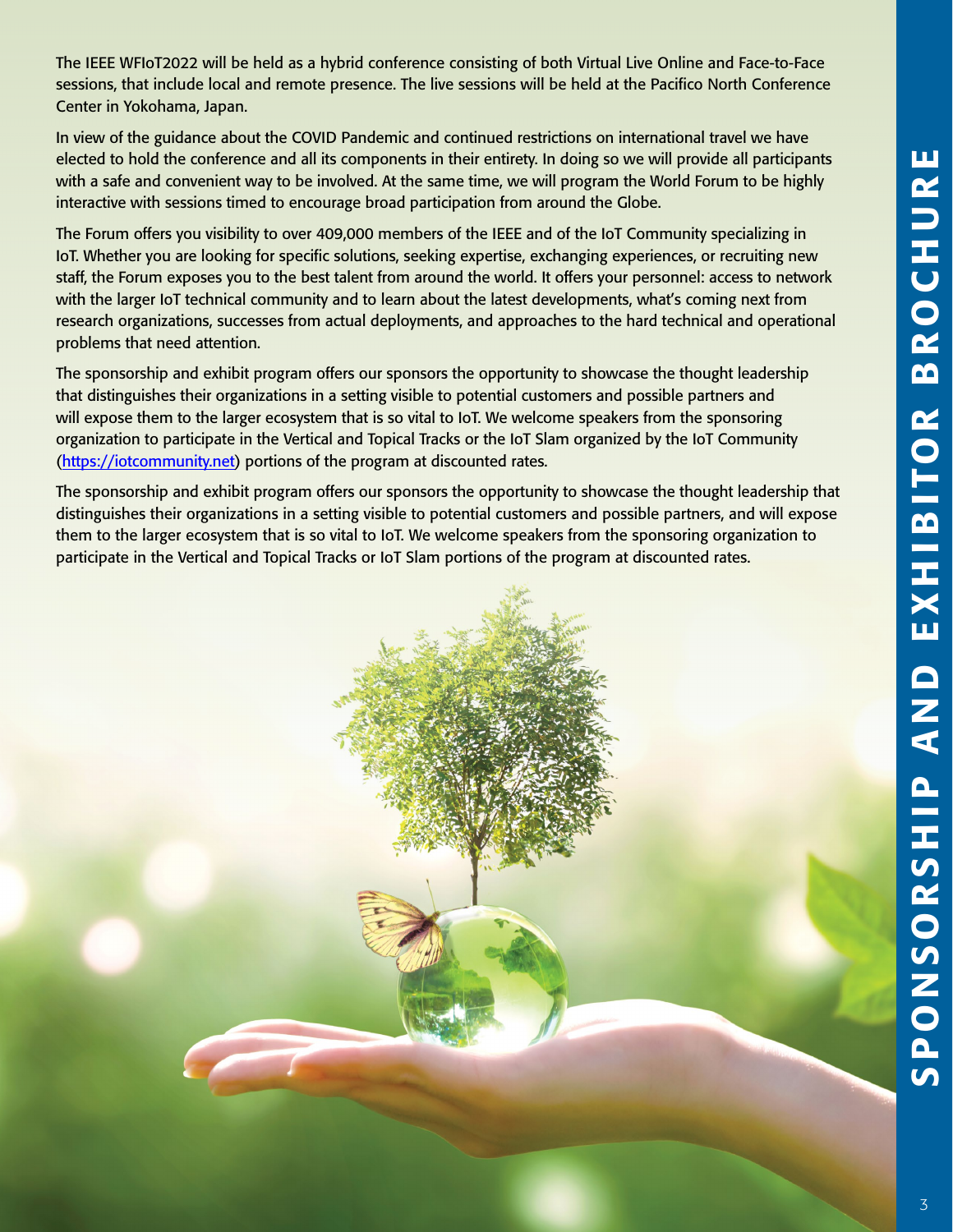The IEEE WFIoT2022 will be held as a hybrid conference consisting of both Virtual Live Online and Face-to-Face sessions, that include local and remote presence. The live sessions will be held at the Pacifico North Conference Center in Yokohama, Japan.

In view of the guidance about the COVID Pandemic and continued restrictions on international travel we have elected to hold the conference and all its components in their entirety. In doing so we will provide all participants with a safe and convenient way to be involved. At the same time, we will program the World Forum to be highly interactive with sessions timed to encourage broad participation from around the Globe.

The Forum offers you visibility to over 409,000 members of the IEEE and of the IoT Community specializing in IoT. Whether you are looking for specific solutions, seeking expertise, exchanging experiences, or recruiting new staff, the Forum exposes you to the best talent from around the world. It offers your personnel: access to network with the larger IoT technical community and to learn about the latest developments, what's coming next from research organizations, successes from actual deployments, and approaches to the hard technical and operational problems that need attention.

The sponsorship and exhibit program offers our sponsors the opportunity to showcase the thought leadership that distinguishes their organizations in a setting visible to potential customers and possible partners and will expose them to the larger ecosystem that is so vital to IoT. We welcome speakers from the sponsoring organization to participate in the Vertical and Topical Tracks or the IoT Slam organized by the IoT Community ([https://iotcommunity.net](https://iotcommunity.net)) portions of the program at discounted rates.

The sponsorship and exhibit program offers our sponsors the opportunity to showcase the thought leadership that distinguishes their organizations in a setting visible to potential customers and possible partners, and will expose them to the larger ecosystem that is so vital to IoT. We welcome speakers from the sponsoring organization to participate in the Vertical and Topical Tracks or IoT Slam portions of the program at discounted rates.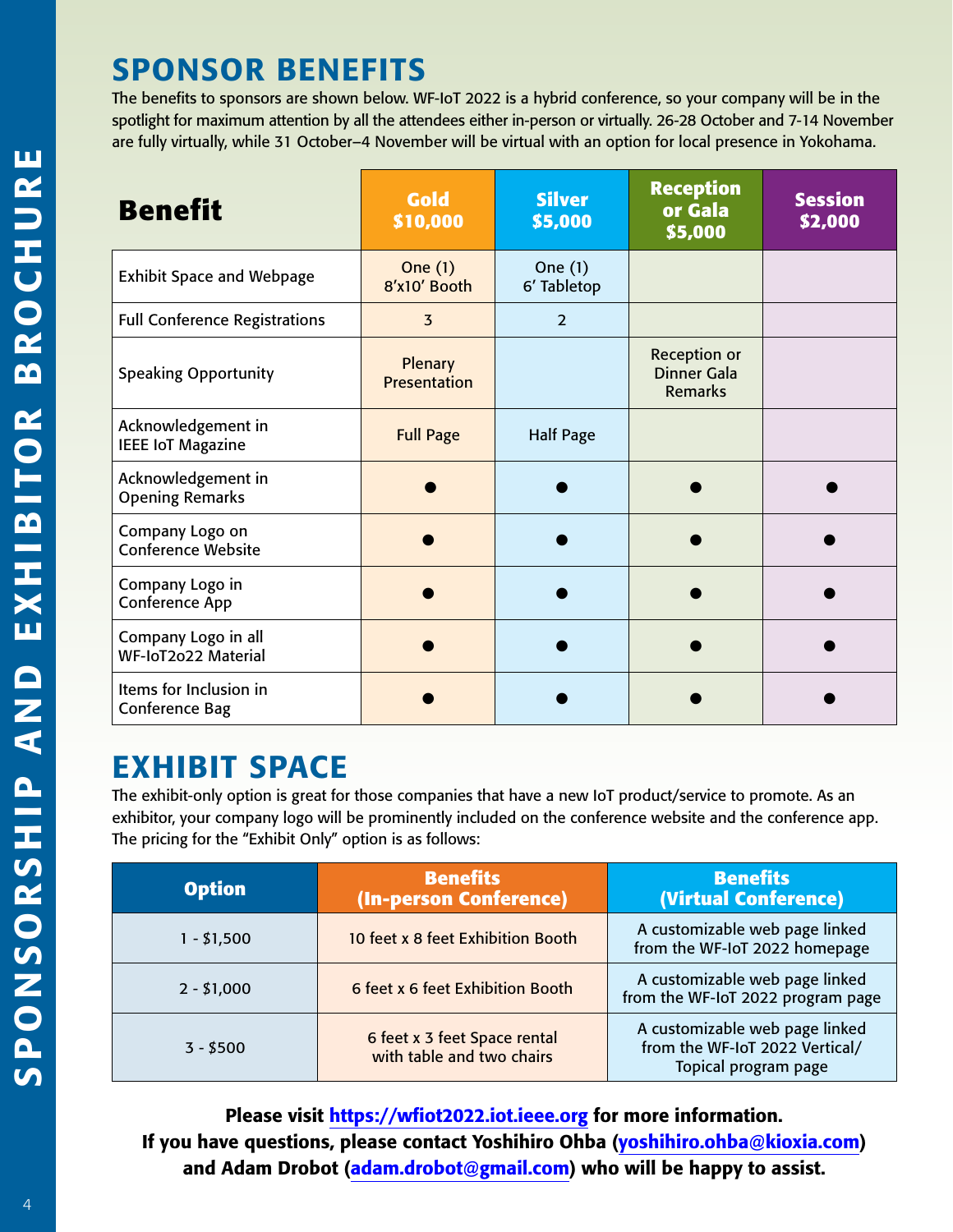# SPONSOR BENEFITS

The benefits to sponsors are shown below. WF-IoT 2022 is a hybrid conference, so your company will be in the spotlight for maximum attention by all the attendees either in-person or virtually. 26-28 October and 7-14 November are fully virtually, while 31 October–4 November will be virtual with an option for local presence in Yokohama.

| Benefit | Gold $10,000 | Silver $5,000 | Reception or Gala $5,000 | Session $2,000 |
|---|---|---|---|---|
| Exhibit Space and Webpage | One (1) 8'x10' Booth | One (1) 6' Tabletop | | |
| Full Conference Registrations | 3 | 2 | | |
| Speaking Opportunity | Plenary Presentation | | Reception or Dinner Gala Remarks | |
| Acknowledgement in IEEE IoT Magazine | Full Page | Half Page | | |
| Acknowledgement in Opening Remarks | ● | ● | ● | ● |
| Company Logo on Conference Website | ● | ● | ● | ● |
| Company Logo in Conference App | ● | ● | ● | ● |
| Company Logo in all WF-IoT2o22 Material | ● | ● | ● | ● |
| Items for Inclusion in Conference Bag | ● | ● | ● | ● |

# EXHIBIT SPACE

The exhibit-only option is great for those companies that have a new IoT product/service to promote. As an exhibitor, your company logo will be prominently included on the conference website and the conference app. The pricing for the "Exhibit Only" option is as follows:

| Option | Benefits (In-person Conference) | Benefits (Virtual Conference) |
|---|---|---|
| 1 - $1,500 | 10 feet x 8 feet Exhibition Booth | A customizable web page linked from the WF-IoT 2022 homepage |
| 2 - $1,000 | 6 feet x 6 feet Exhibition Booth | A customizable web page linked from the WF-IoT 2022 program page |
| 3 - $500 | 6 feet x 3 feet Space rental with table and two chairs | A customizable web page linked from the WF-IoT 2022 Vertical/ Topical program page |

**Please visit https://wfiot2022.iot.ieee.org for more information.**
**If you have questions, please contact Yoshihiro Ohba (yoshihiro.ohba@kioxia.com) and Adam Drobot (adam.drobot@gmail.com) who will be happy to assist.**